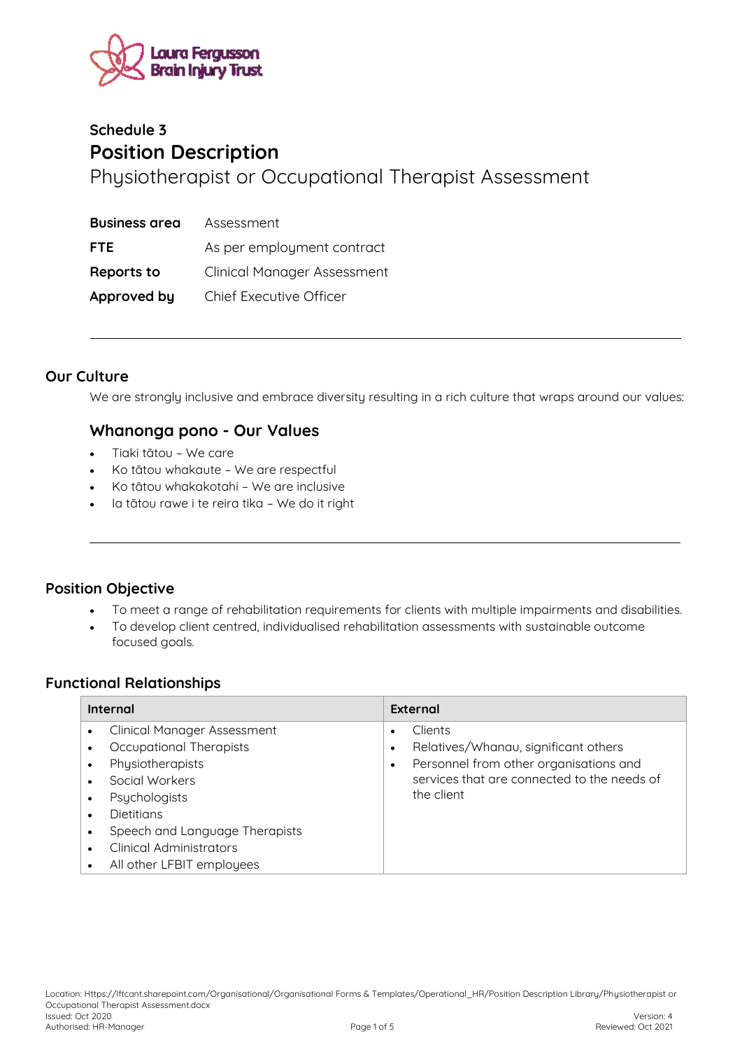Schedule 3

# Position Description

Physiotherapist or Occupational Therapist Assessment

| | |
|---|---|
| **Business area** | Assessment |
| **FTE** | As per employment contract |
| **Reports to** | Clinical Manager Assessment |
| **Approved by** | Chief Executive Officer |

## Our Culture

We are strongly inclusive and embrace diversity resulting in a rich culture that wraps around our values:

### Whanonga pono - Our Values

- Tiaki tātou – We care
- Ko tātou whakaute – We are respectful
- Ko tātou whakakotahi – We are inclusive
- Ia tātou rawe i te reira tika – We do it right

## Position Objective

- To meet a range of rehabilitation requirements for clients with multiple impairments and disabilities.
- To develop client centred, individualised rehabilitation assessments with sustainable outcome focused goals.

## Functional Relationships

| Internal | External |
|---|---|
| • Clinical Manager Assessment<br>• Occupational Therapists<br>• Physiotherapists<br>• Social Workers<br>• Psychologists<br>• Dietitians<br>• Speech and Language Therapists<br>• Clinical Administrators<br>• All other LFBIT employees | • Clients<br>• Relatives/Whanau, significant others<br>• Personnel from other organisations and services that are connected to the needs of the client |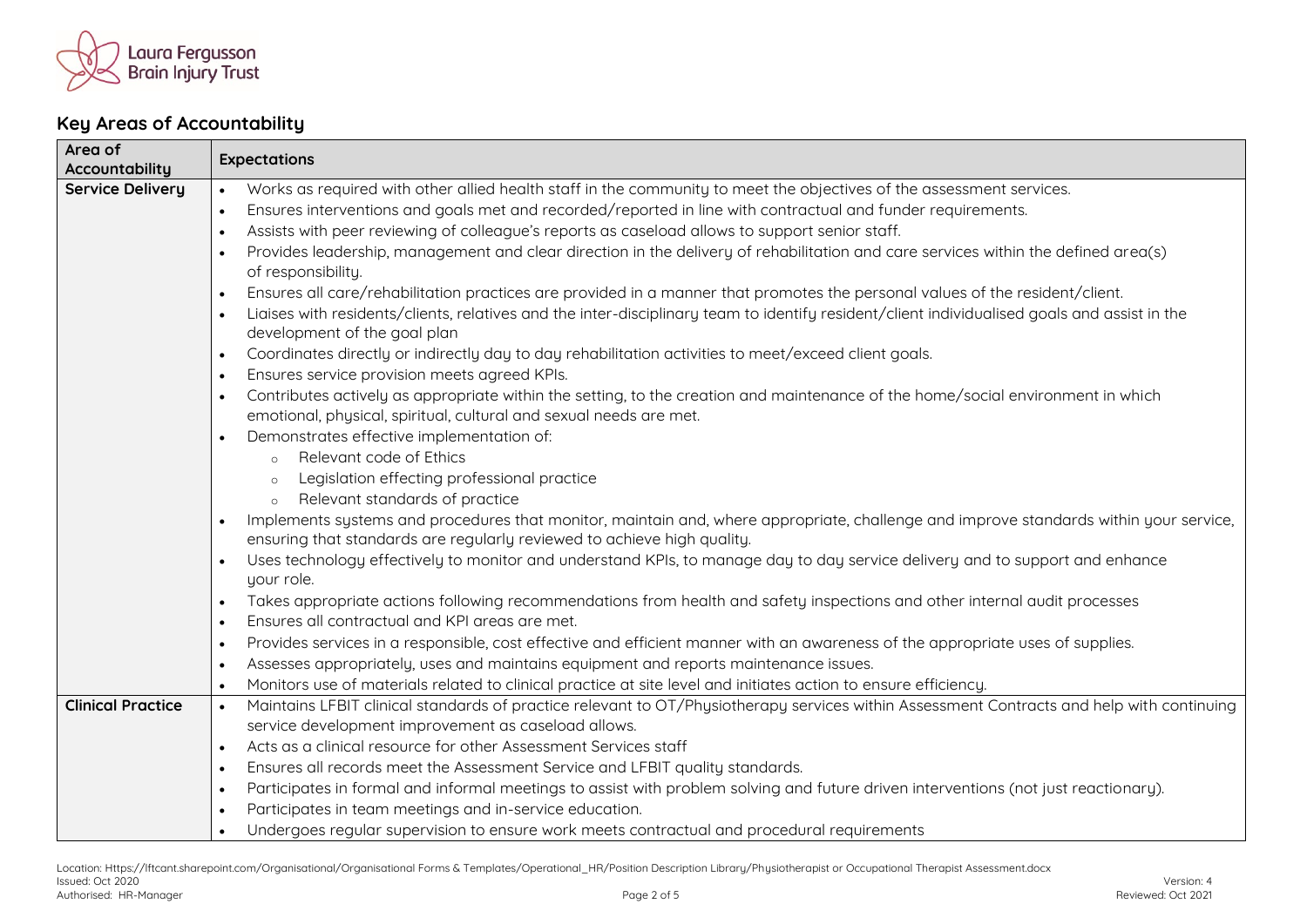## Key Areas of Accountability

| Area of Accountability | Expectations |
|---|---|
| **Service Delivery** | • Works as required with other allied health staff in the community to meet the objectives of the assessment services.<br>• Ensures interventions and goals met and recorded/reported in line with contractual and funder requirements.<br>• Assists with peer reviewing of colleague's reports as caseload allows to support senior staff.<br>• Provides leadership, management and clear direction in the delivery of rehabilitation and care services within the defined area(s) of responsibility.<br>• Ensures all care/rehabilitation practices are provided in a manner that promotes the personal values of the resident/client.<br>• Liaises with residents/clients, relatives and the inter-disciplinary team to identify resident/client individualised goals and assist in the development of the goal plan<br>• Coordinates directly or indirectly day to day rehabilitation activities to meet/exceed client goals.<br>• Ensures service provision meets agreed KPIs.<br>• Contributes actively as appropriate within the setting, to the creation and maintenance of the home/social environment in which emotional, physical, spiritual, cultural and sexual needs are met.<br>• Demonstrates effective implementation of:<br>&nbsp;&nbsp;&nbsp;&nbsp;○ Relevant code of Ethics<br>&nbsp;&nbsp;&nbsp;&nbsp;○ Legislation effecting professional practice<br>&nbsp;&nbsp;&nbsp;&nbsp;○ Relevant standards of practice<br>• Implements systems and procedures that monitor, maintain and, where appropriate, challenge and improve standards within your service, ensuring that standards are regularly reviewed to achieve high quality.<br>• Uses technology effectively to monitor and understand KPIs, to manage day to day service delivery and to support and enhance your role.<br>• Takes appropriate actions following recommendations from health and safety inspections and other internal audit processes<br>• Ensures all contractual and KPI areas are met.<br>• Provides services in a responsible, cost effective and efficient manner with an awareness of the appropriate uses of supplies.<br>• Assesses appropriately, uses and maintains equipment and reports maintenance issues.<br>• Monitors use of materials related to clinical practice at site level and initiates action to ensure efficiency. |
| **Clinical Practice** | • Maintains LFBIT clinical standards of practice relevant to OT/Physiotherapy services within Assessment Contracts and help with continuing service development improvement as caseload allows.<br>• Acts as a clinical resource for other Assessment Services staff<br>• Ensures all records meet the Assessment Service and LFBIT quality standards.<br>• Participates in formal and informal meetings to assist with problem solving and future driven interventions (not just reactionary).<br>• Participates in team meetings and in-service education.<br>• Undergoes regular supervision to ensure work meets contractual and procedural requirements |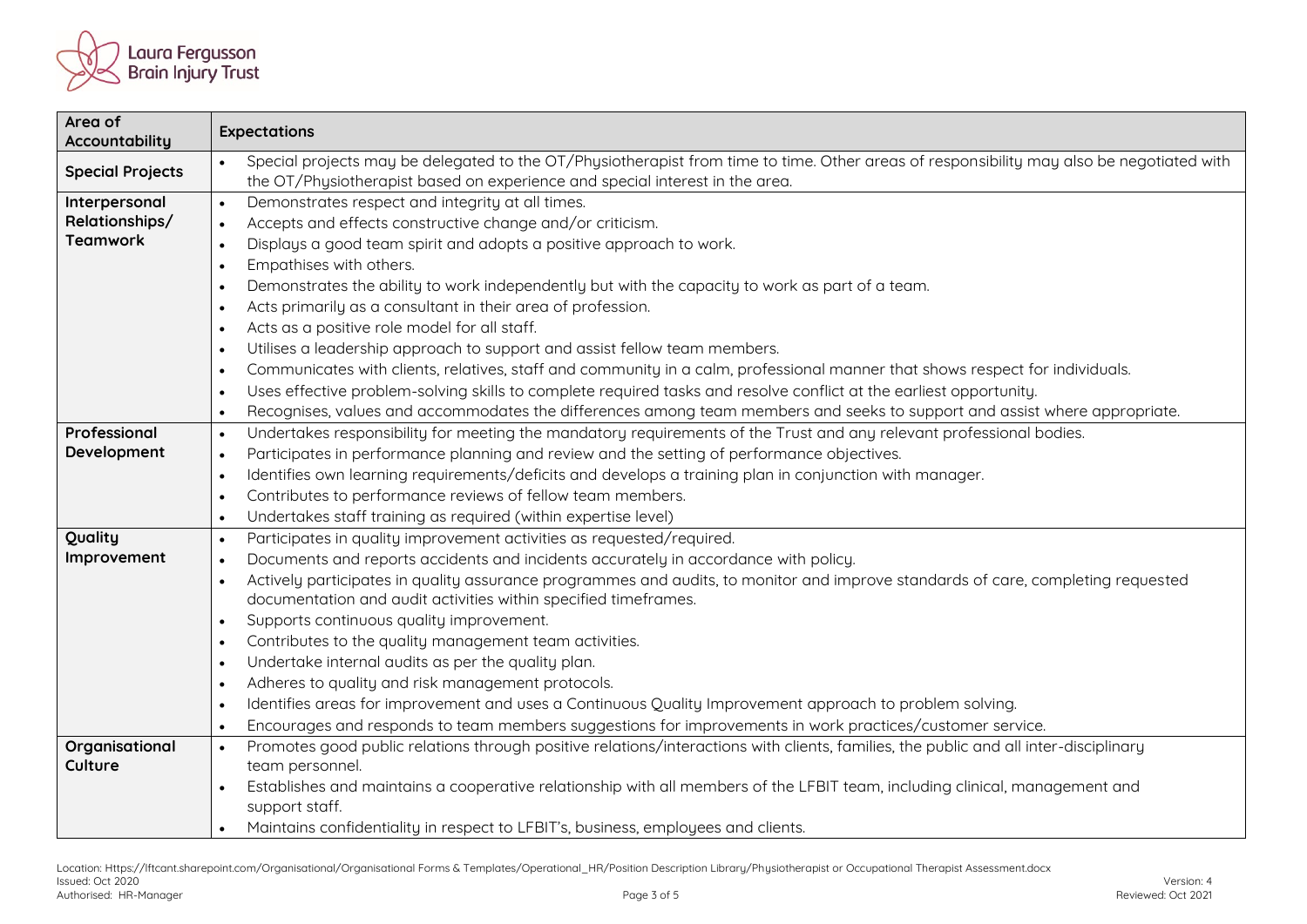| Area of Accountability | Expectations |
|---|---|
| **Special Projects** | • Special projects may be delegated to the OT/Physiotherapist from time to time. Other areas of responsibility may also be negotiated with the OT/Physiotherapist based on experience and special interest in the area. |
| **Interpersonal Relationships/ Teamwork** | • Demonstrates respect and integrity at all times.<br>• Accepts and effects constructive change and/or criticism.<br>• Displays a good team spirit and adopts a positive approach to work.<br>• Empathises with others.<br>• Demonstrates the ability to work independently but with the capacity to work as part of a team.<br>• Acts primarily as a consultant in their area of profession.<br>• Acts as a positive role model for all staff.<br>• Utilises a leadership approach to support and assist fellow team members.<br>• Communicates with clients, relatives, staff and community in a calm, professional manner that shows respect for individuals.<br>• Uses effective problem-solving skills to complete required tasks and resolve conflict at the earliest opportunity.<br>• Recognises, values and accommodates the differences among team members and seeks to support and assist where appropriate. |
| **Professional Development** | • Undertakes responsibility for meeting the mandatory requirements of the Trust and any relevant professional bodies.<br>• Participates in performance planning and review and the setting of performance objectives.<br>• Identifies own learning requirements/deficits and develops a training plan in conjunction with manager.<br>• Contributes to performance reviews of fellow team members.<br>• Undertakes staff training as required (within expertise level) |
| **Quality Improvement** | • Participates in quality improvement activities as requested/required.<br>• Documents and reports accidents and incidents accurately in accordance with policy.<br>• Actively participates in quality assurance programmes and audits, to monitor and improve standards of care, completing requested documentation and audit activities within specified timeframes.<br>• Supports continuous quality improvement.<br>• Contributes to the quality management team activities.<br>• Undertake internal audits as per the quality plan.<br>• Adheres to quality and risk management protocols.<br>• Identifies areas for improvement and uses a Continuous Quality Improvement approach to problem solving.<br>• Encourages and responds to team members suggestions for improvements in work practices/customer service. |
| **Organisational Culture** | • Promotes good public relations through positive relations/interactions with clients, families, the public and all inter-disciplinary team personnel.<br>• Establishes and maintains a cooperative relationship with all members of the LFBIT team, including clinical, management and support staff.<br>• Maintains confidentiality in respect to LFBIT's, business, employees and clients. |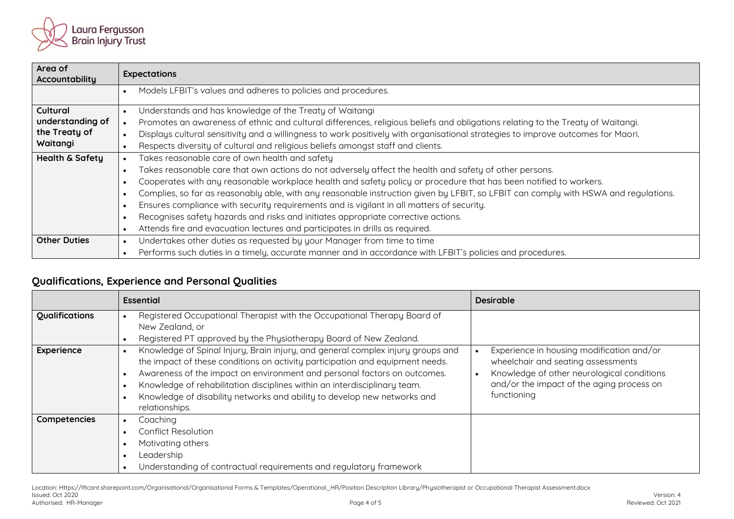| Area of Accountability | Expectations |
|---|---|
| | • Models LFBIT's values and adheres to policies and procedures. |
| **Cultural understanding of the Treaty of Waitangi** | • Understands and has knowledge of the Treaty of Waitangi<br>• Promotes an awareness of ethnic and cultural differences, religious beliefs and obligations relating to the Treaty of Waitangi.<br>• Displays cultural sensitivity and a willingness to work positively with organisational strategies to improve outcomes for Maori.<br>• Respects diversity of cultural and religious beliefs amongst staff and clients. |
| **Health & Safety** | • Takes reasonable care of own health and safety<br>• Takes reasonable care that own actions do not adversely affect the health and safety of other persons.<br>• Cooperates with any reasonable workplace health and safety policy or procedure that has been notified to workers.<br>• Complies, so far as reasonably able, with any reasonable instruction given by LFBIT, so LFBIT can comply with HSWA and regulations.<br>• Ensures compliance with security requirements and is vigilant in all matters of security.<br>• Recognises safety hazards and risks and initiates appropriate corrective actions.<br>• Attends fire and evacuation lectures and participates in drills as required. |
| **Other Duties** | • Undertakes other duties as requested by your Manager from time to time<br>• Performs such duties in a timely, accurate manner and in accordance with LFBIT's policies and procedures. |

## Qualifications, Experience and Personal Qualities

| | Essential | Desirable |
|---|---|---|
| **Qualifications** | • Registered Occupational Therapist with the Occupational Therapy Board of New Zealand, or<br>• Registered PT approved by the Physiotherapy Board of New Zealand. | |
| **Experience** | • Knowledge of Spinal Injury, Brain injury, and general complex injury groups and the impact of these conditions on activity participation and equipment needs.<br>• Awareness of the impact on environment and personal factors on outcomes.<br>• Knowledge of rehabilitation disciplines within an interdisciplinary team.<br>• Knowledge of disability networks and ability to develop new networks and relationships. | • Experience in housing modification and/or wheelchair and seating assessments<br>• Knowledge of other neurological conditions and/or the impact of the aging process on functioning |
| **Competencies** | • Coaching<br>• Conflict Resolution<br>• Motivating others<br>• Leadership<br>• Understanding of contractual requirements and regulatory framework | |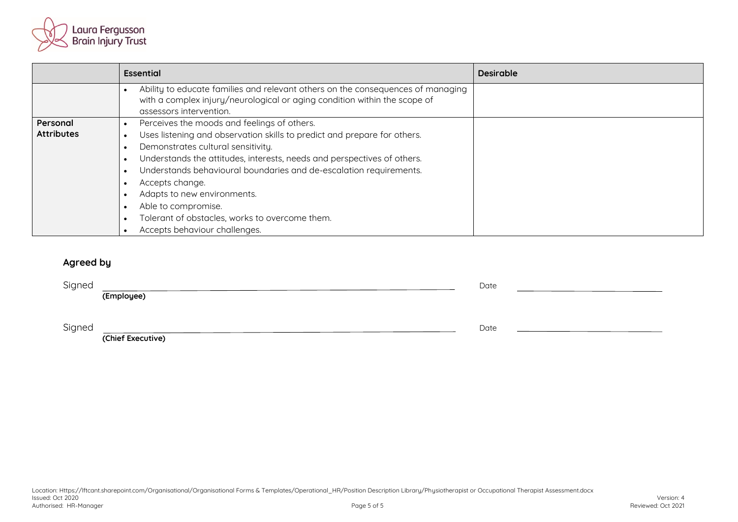| | Essential | Desirable |
|---|---|---|
| | • Ability to educate families and relevant others on the consequences of managing with a complex injury/neurological or aging condition within the scope of assessors intervention. | |
| **Personal Attributes** | • Perceives the moods and feelings of others.<br>• Uses listening and observation skills to predict and prepare for others.<br>• Demonstrates cultural sensitivity.<br>• Understands the attitudes, interests, needs and perspectives of others.<br>• Understands behavioural boundaries and de-escalation requirements.<br>• Accepts change.<br>• Adapts to new environments.<br>• Able to compromise.<br>• Tolerant of obstacles, works to overcome them.<br>• Accepts behaviour challenges. | |

## Agreed by

Signed ______________________________ Date ________________
**(Employee)**

Signed ______________________________ Date ________________
**(Chief Executive)**